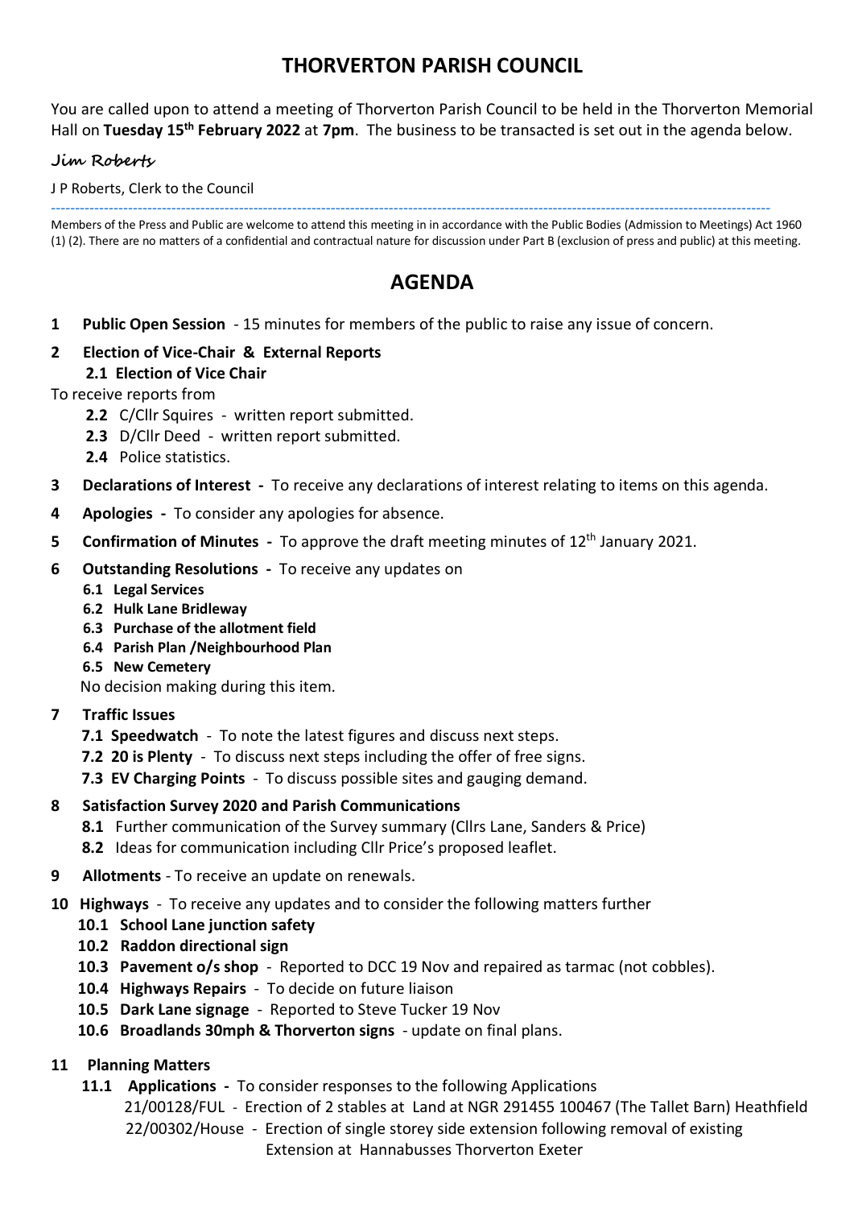# THORVERTON PARISH COUNCIL

You are called upon to attend a meeting of Thorverton Parish Council to be held in the Thorverton Memorial Hall on **Tuesday 15th February 2022** at **7pm**. The business to be transacted is set out in the agenda below.

**Jim Roberts**

J P Roberts, Clerk to the Council

---

Members of the Press and Public are welcome to attend this meeting in in accordance with the Public Bodies (Admission to Meetings) Act 1960 (1) (2). There are no matters of a confidential and contractual nature for discussion under Part B (exclusion of press and public) at this meeting.

## AGENDA

**1 Public Open Session** - 15 minutes for members of the public to raise any issue of concern.

**2 Election of Vice-Chair & External Reports**

**2.1 Election of Vice Chair**

To receive reports from

- **2.2** C/Cllr Squires - written report submitted.
- **2.3** D/Cllr Deed - written report submitted.
- **2.4** Police statistics.

**3 Declarations of Interest -** To receive any declarations of interest relating to items on this agenda.

**4 Apologies -** To consider any apologies for absence.

**5 Confirmation of Minutes -** To approve the draft meeting minutes of 12th January 2021.

**6 Outstanding Resolutions -** To receive any updates on

- **6.1 Legal Services**
- **6.2 Hulk Lane Bridleway**
- **6.3 Purchase of the allotment field**
- **6.4 Parish Plan /Neighbourhood Plan**
- **6.5 New Cemetery**

No decision making during this item.

**7 Traffic Issues**

- **7.1 Speedwatch** - To note the latest figures and discuss next steps.
- **7.2 20 is Plenty** - To discuss next steps including the offer of free signs.
- **7.3 EV Charging Points** - To discuss possible sites and gauging demand.

**8 Satisfaction Survey 2020 and Parish Communications**

- **8.1** Further communication of the Survey summary (Cllrs Lane, Sanders & Price)
- **8.2** Ideas for communication including Cllr Price's proposed leaflet.

**9 Allotments** - To receive an update on renewals.

**10 Highways** - To receive any updates and to consider the following matters further

- **10.1 School Lane junction safety**
- **10.2 Raddon directional sign**
- **10.3 Pavement o/s shop** - Reported to DCC 19 Nov and repaired as tarmac (not cobbles).
- **10.4 Highways Repairs** - To decide on future liaison
- **10.5 Dark Lane signage** - Reported to Steve Tucker 19 Nov
- **10.6 Broadlands 30mph & Thorverton signs** - update on final plans.

**11 Planning Matters**

**11.1 Applications -** To consider responses to the following Applications

21/00128/FUL - Erection of 2 stables at Land at NGR 291455 100467 (The Tallet Barn) Heathfield

22/00302/House - Erection of single storey side extension following removal of existing Extension at Hannabusses Thorverton Exeter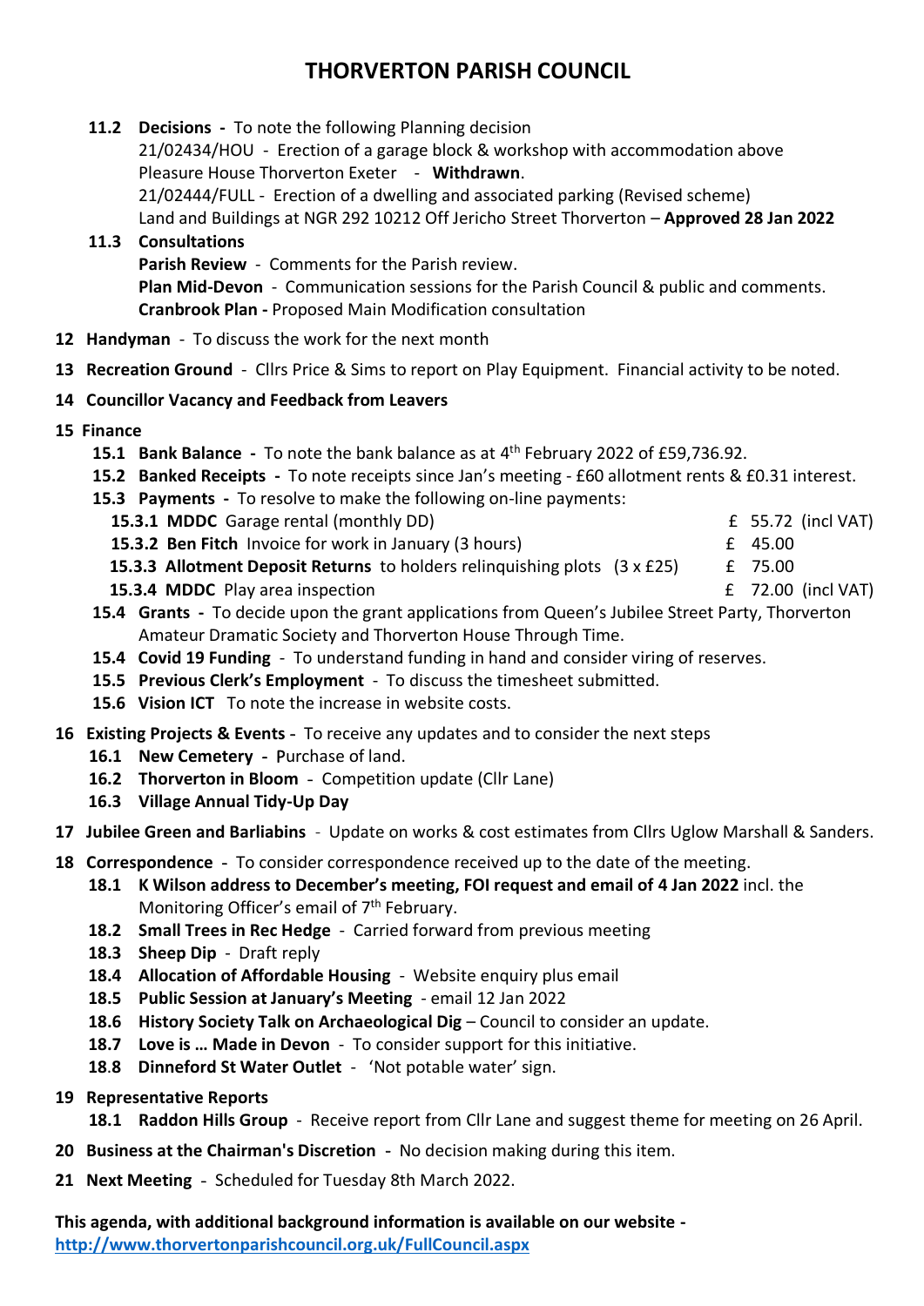# THORVERTON PARISH COUNCIL

**11.2 Decisions -** To note the following Planning decision
21/02434/HOU - Erection of a garage block & workshop with accommodation above
Pleasure House Thorverton Exeter - **Withdrawn**.
21/02444/FULL - Erection of a dwelling and associated parking (Revised scheme)
Land and Buildings at NGR 292 10212 Off Jericho Street Thorverton – **Approved 28 Jan 2022**

**11.3 Consultations**
**Parish Review** - Comments for the Parish review.
**Plan Mid-Devon** - Communication sessions for the Parish Council & public and comments.
**Cranbrook Plan -** Proposed Main Modification consultation

**12 Handyman** - To discuss the work for the next month

**13 Recreation Ground** - Cllrs Price & Sims to report on Play Equipment. Financial activity to be noted.

**14 Councillor Vacancy and Feedback from Leavers**

**15 Finance**

**15.1 Bank Balance -** To note the bank balance as at 4th February 2022 of £59,736.92.

**15.2 Banked Receipts -** To note receipts since Jan's meeting - £60 allotment rents & £0.31 interest.

**15.3 Payments -** To resolve to make the following on-line payments:

| | | |
|---|---|---|
| **15.3.1 MDDC** Garage rental (monthly DD) | £ 55.72 | (incl VAT) |
| **15.3.2 Ben Fitch** Invoice for work in January (3 hours) | £ 45.00 | |
| **15.3.3 Allotment Deposit Returns** to holders relinquishing plots (3 x £25) | £ 75.00 | |
| **15.3.4 MDDC** Play area inspection | £ 72.00 | (incl VAT) |

**15.4 Grants -** To decide upon the grant applications from Queen's Jubilee Street Party, Thorverton Amateur Dramatic Society and Thorverton House Through Time.

**15.4 Covid 19 Funding** - To understand funding in hand and consider viring of reserves.

**15.5 Previous Clerk's Employment** - To discuss the timesheet submitted.

**15.6 Vision ICT** To note the increase in website costs.

**16 Existing Projects & Events** - To receive any updates and to consider the next steps

**16.1 New Cemetery -** Purchase of land.

**16.2 Thorverton in Bloom** - Competition update (Cllr Lane)

**16.3 Village Annual Tidy-Up Day**

**17 Jubilee Green and Barliabins** - Update on works & cost estimates from Cllrs Uglow Marshall & Sanders.

**18 Correspondence** - To consider correspondence received up to the date of the meeting.

**18.1 K Wilson address to December's meeting, FOI request and email of 4 Jan 2022** incl. the Monitoring Officer's email of 7th February.

**18.2 Small Trees in Rec Hedge** - Carried forward from previous meeting

**18.3 Sheep Dip** - Draft reply

**18.4 Allocation of Affordable Housing** - Website enquiry plus email

**18.5 Public Session at January's Meeting** - email 12 Jan 2022

**18.6 History Society Talk on Archaeological Dig** – Council to consider an update.

**18.7 Love is … Made in Devon** - To consider support for this initiative.

**18.8 Dinneford St Water Outlet** - 'Not potable water' sign.

**19 Representative Reports**

**18.1 Raddon Hills Group** - Receive report from Cllr Lane and suggest theme for meeting on 26 April.

**20 Business at the Chairman's Discretion** - No decision making during this item.

**21 Next Meeting** - Scheduled for Tuesday 8th March 2022.

**This agenda, with additional background information is available on our website -**
**http://www.thorvertonparishcouncil.org.uk/FullCouncil.aspx**